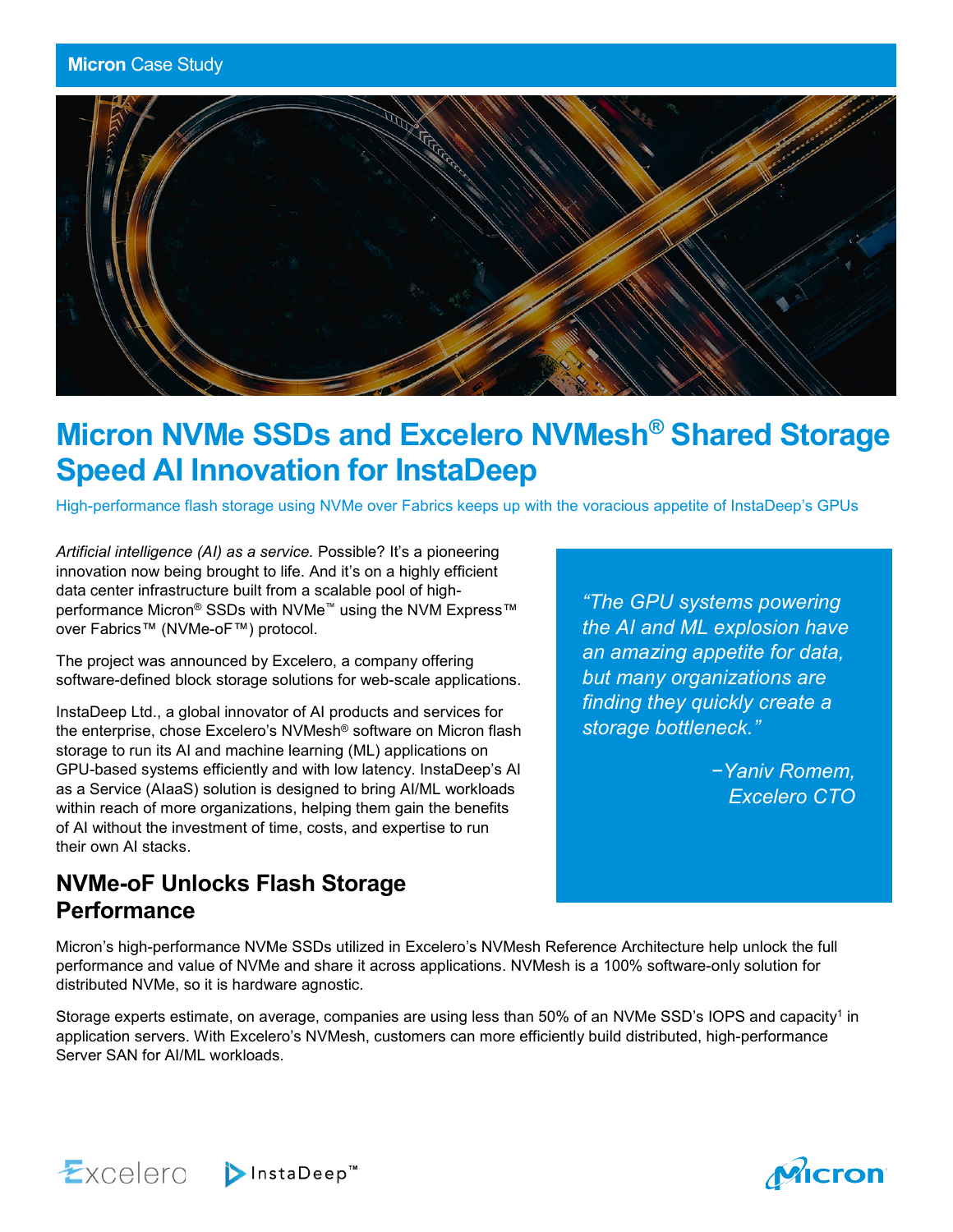Micron Case Study

# Micron NVMe SSDs and Excelero NVMesh® Shared Storage Speed AI Innovation for InstaDeep

High-performance flash storage using NVMe over Fabrics keeps up with the voracious appetite of InstaDeep's GPUs

*Artificial intelligence (AI) as a service.* Possible? It's a pioneering innovation now being brought to life. And it's on a highly efficient data center infrastructure built from a scalable pool of high-performance Micron® SSDs with NVMe™ using the NVM Express™ over Fabrics™ (NVMe-oF™) protocol.

The project was announced by Excelero, a company offering software-defined block storage solutions for web-scale applications.

InstaDeep Ltd., a global innovator of AI products and services for the enterprise, chose Excelero's NVMesh® software on Micron flash storage to run its AI and machine learning (ML) applications on GPU-based systems efficiently and with low latency. InstaDeep's AI as a Service (AIaaS) solution is designed to bring AI/ML workloads within reach of more organizations, helping them gain the benefits of AI without the investment of time, costs, and expertise to run their own AI stacks.

> *"The GPU systems powering the AI and ML explosion have an amazing appetite for data, but many organizations are finding they quickly create a storage bottleneck."*
>
> *−Yaniv Romem, Excelero CTO*

## NVMe-oF Unlocks Flash Storage Performance

Micron's high-performance NVMe SSDs utilized in Excelero's NVMesh Reference Architecture help unlock the full performance and value of NVMe and share it across applications. NVMesh is a 100% software-only solution for distributed NVMe, so it is hardware agnostic.

Storage experts estimate, on average, companies are using less than 50% of an NVMe SSD's IOPS and capacity[1] in application servers. With Excelero's NVMesh, customers can more efficiently build distributed, high-performance Server SAN for AI/ML workloads.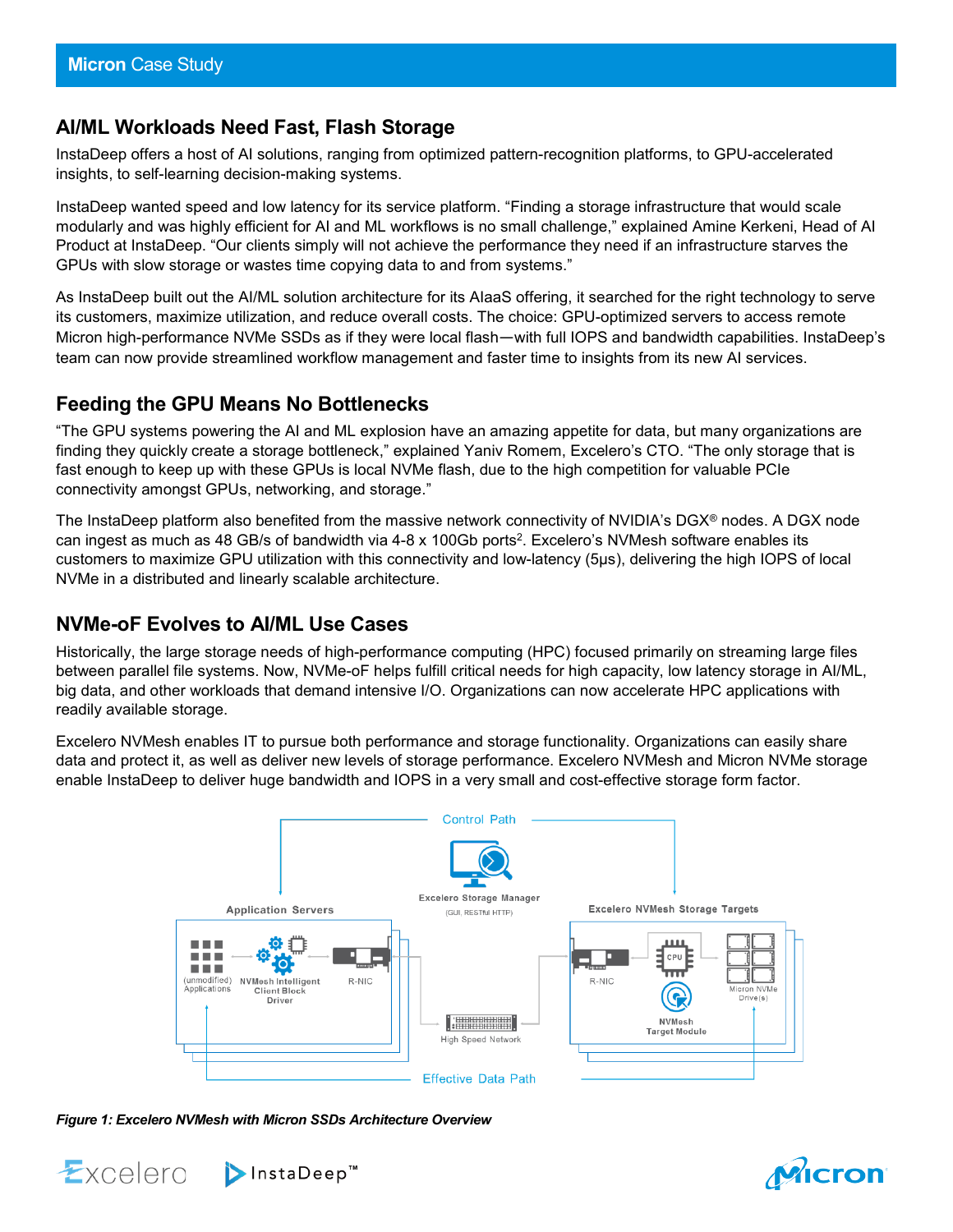## AI/ML Workloads Need Fast, Flash Storage

InstaDeep offers a host of AI solutions, ranging from optimized pattern-recognition platforms, to GPU-accelerated insights, to self-learning decision-making systems.

InstaDeep wanted speed and low latency for its service platform. “Finding a storage infrastructure that would scale modularly and was highly efficient for AI and ML workflows is no small challenge,” explained Amine Kerkeni, Head of AI Product at InstaDeep. “Our clients simply will not achieve the performance they need if an infrastructure starves the GPUs with slow storage or wastes time copying data to and from systems.”

As InstaDeep built out the AI/ML solution architecture for its AIaaS offering, it searched for the right technology to serve its customers, maximize utilization, and reduce overall costs. The choice: GPU-optimized servers to access remote Micron high-performance NVMe SSDs as if they were local flash—with full IOPS and bandwidth capabilities. InstaDeep’s team can now provide streamlined workflow management and faster time to insights from its new AI services.

## Feeding the GPU Means No Bottlenecks

“The GPU systems powering the AI and ML explosion have an amazing appetite for data, but many organizations are finding they quickly create a storage bottleneck,” explained Yaniv Romem, Excelero’s CTO. “The only storage that is fast enough to keep up with these GPUs is local NVMe flash, due to the high competition for valuable PCIe connectivity amongst GPUs, networking, and storage.”

The InstaDeep platform also benefited from the massive network connectivity of NVIDIA’s DGX® nodes. A DGX node can ingest as much as 48 GB/s of bandwidth via 4-8 x 100Gb ports[2]. Excelero’s NVMesh software enables its customers to maximize GPU utilization with this connectivity and low-latency (5μs), delivering the high IOPS of local NVMe in a distributed and linearly scalable architecture.

## NVMe-oF Evolves to AI/ML Use Cases

Historically, the large storage needs of high-performance computing (HPC) focused primarily on streaming large files between parallel file systems. Now, NVMe-oF helps fulfill critical needs for high capacity, low latency storage in AI/ML, big data, and other workloads that demand intensive I/O. Organizations can now accelerate HPC applications with readily available storage.

Excelero NVMesh enables IT to pursue both performance and storage functionality. Organizations can easily share data and protect it, as well as deliver new levels of storage performance. Excelero NVMesh and Micron NVMe storage enable InstaDeep to deliver huge bandwidth and IOPS in a very small and cost-effective storage form factor.

*Figure 1: Excelero NVMesh with Micron SSDs Architecture Overview*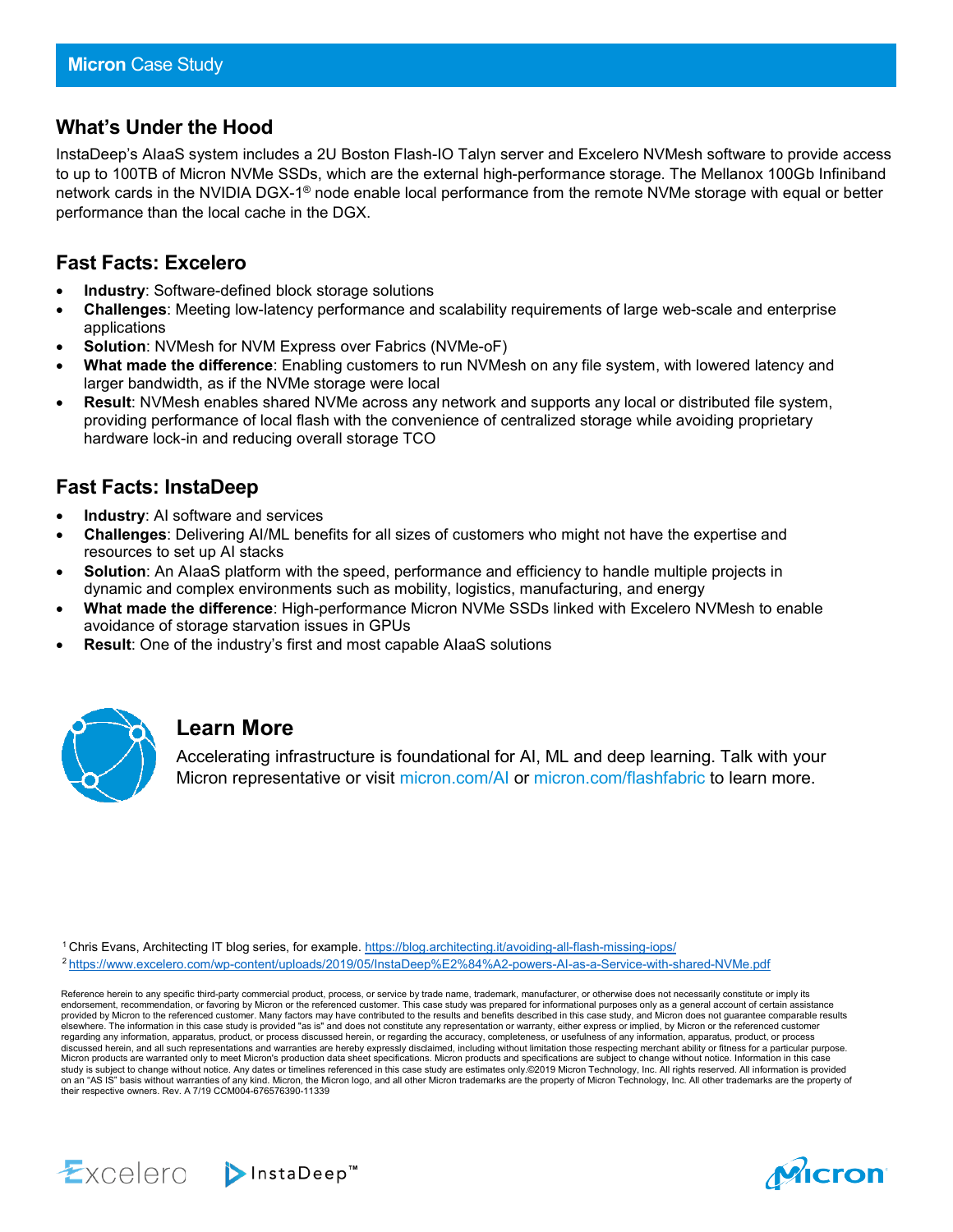## What's Under the Hood

InstaDeep's AIaaS system includes a 2U Boston Flash-IO Talyn server and Excelero NVMesh software to provide access to up to 100TB of Micron NVMe SSDs, which are the external high-performance storage. The Mellanox 100Gb Infiniband network cards in the NVIDIA DGX-1® node enable local performance from the remote NVMe storage with equal or better performance than the local cache in the DGX.

## Fast Facts: Excelero

- **Industry**: Software-defined block storage solutions
- **Challenges**: Meeting low-latency performance and scalability requirements of large web-scale and enterprise applications
- **Solution**: NVMesh for NVM Express over Fabrics (NVMe-oF)
- **What made the difference**: Enabling customers to run NVMesh on any file system, with lowered latency and larger bandwidth, as if the NVMe storage were local
- **Result**: NVMesh enables shared NVMe across any network and supports any local or distributed file system, providing performance of local flash with the convenience of centralized storage while avoiding proprietary hardware lock-in and reducing overall storage TCO

## Fast Facts: InstaDeep

- **Industry**: AI software and services
- **Challenges**: Delivering AI/ML benefits for all sizes of customers who might not have the expertise and resources to set up AI stacks
- **Solution**: An AIaaS platform with the speed, performance and efficiency to handle multiple projects in dynamic and complex environments such as mobility, logistics, manufacturing, and energy
- **What made the difference**: High-performance Micron NVMe SSDs linked with Excelero NVMesh to enable avoidance of storage starvation issues in GPUs
- **Result**: One of the industry's first and most capable AIaaS solutions

## Learn More

Accelerating infrastructure is foundational for AI, ML and deep learning. Talk with your Micron representative or visit micron.com/AI or micron.com/flashfabric to learn more.

[1] Chris Evans, Architecting IT blog series, for example. https://blog.architecting.it/avoiding-all-flash-missing-iops/

[2] https://www.excelero.com/wp-content/uploads/2019/05/InstaDeep%E2%84%A2-powers-AI-as-a-Service-with-shared-NVMe.pdf

Reference herein to any specific third-party commercial product, process, or service by trade name, trademark, manufacturer, or otherwise does not necessarily constitute or imply its endorsement, recommendation, or favoring by Micron or the referenced customer. This case study was prepared for informational purposes only as a general account of certain assistance provided by Micron to the referenced customer. Many factors may have contributed to the results and benefits described in this case study, and Micron does not guarantee comparable results elsewhere. The information in this case study is provided "as is" and does not constitute any representation or warranty, either express or implied, by Micron or the referenced customer regarding any information, apparatus, product, or process discussed herein, or regarding the accuracy, completeness, or usefulness of any information, apparatus, product, or process discussed herein, and all such representations and warranties are hereby expressly disclaimed, including without limitation those respecting merchant ability or fitness for a particular purpose. Micron products are warranted only to meet Micron's production data sheet specifications. Micron products and specifications are subject to change without notice. Information in this case study is subject to change without notice. Any dates or timelines referenced in this case study are estimates only.©2019 Micron Technology, Inc. All rights reserved. All information is provided on an "AS IS" basis without warranties of any kind. Micron, the Micron logo, and all other Micron trademarks are the property of Micron Technology, Inc. All other trademarks are the property of their respective owners. Rev. A 7/19 CCM004-676576390-11339